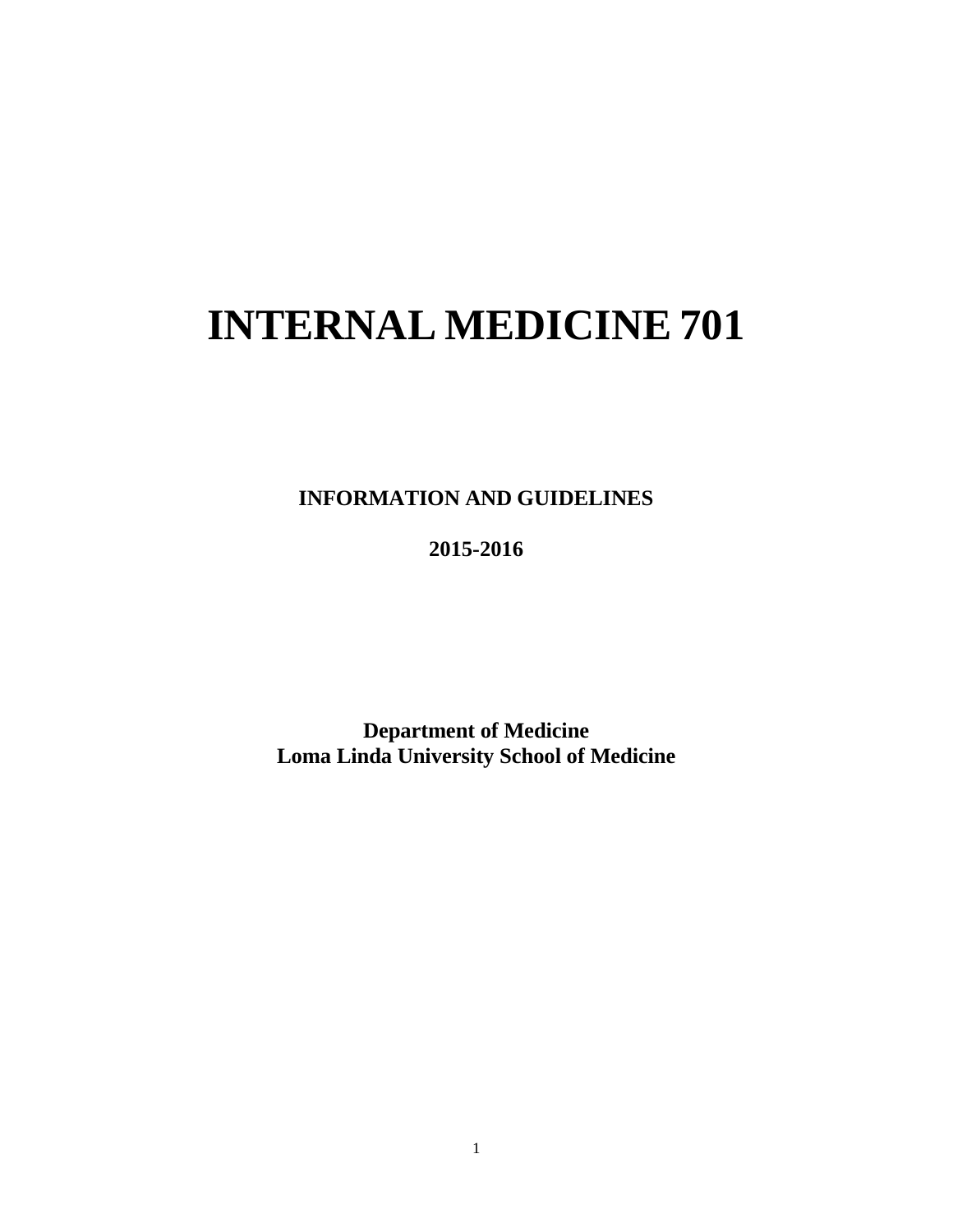# INTERNAL MEDICINE 701

**INFORMATION AND GUIDELINES**

**2015-2016**

**Department of Medicine**
**Loma Linda University School of Medicine**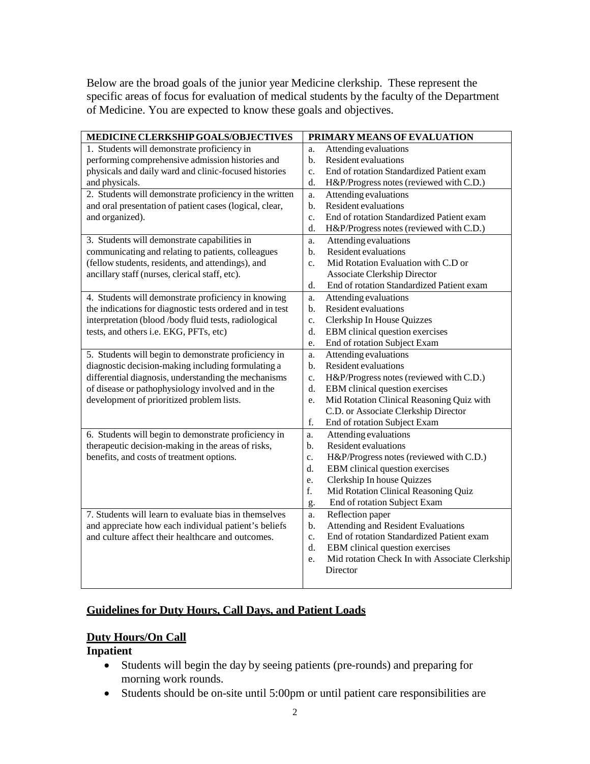Below are the broad goals of the junior year Medicine clerkship. These represent the specific areas of focus for evaluation of medical students by the faculty of the Department of Medicine. You are expected to know these goals and objectives.

| MEDICINE CLERKSHIP GOALS/OBJECTIVES | PRIMARY MEANS OF EVALUATION |
|---|---|
| 1. Students will demonstrate proficiency in performing comprehensive admission histories and physicals and daily ward and clinic-focused histories and physicals. | a. Attending evaluations<br>b. Resident evaluations<br>c. End of rotation Standardized Patient exam<br>d. H&P/Progress notes (reviewed with C.D.) |
| 2. Students will demonstrate proficiency in the written and oral presentation of patient cases (logical, clear, and organized). | a. Attending evaluations<br>b. Resident evaluations<br>c. End of rotation Standardized Patient exam<br>d. H&P/Progress notes (reviewed with C.D.) |
| 3. Students will demonstrate capabilities in communicating and relating to patients, colleagues (fellow students, residents, and attendings), and ancillary staff (nurses, clerical staff, etc). | a. Attending evaluations<br>b. Resident evaluations<br>c. Mid Rotation Evaluation with C.D or Associate Clerkship Director<br>d. End of rotation Standardized Patient exam |
| 4. Students will demonstrate proficiency in knowing the indications for diagnostic tests ordered and in test interpretation (blood /body fluid tests, radiological tests, and others i.e. EKG, PFTs, etc) | a. Attending evaluations<br>b. Resident evaluations<br>c. Clerkship In House Quizzes<br>d. EBM clinical question exercises<br>e. End of rotation Subject Exam |
| 5. Students will begin to demonstrate proficiency in diagnostic decision-making including formulating a differential diagnosis, understanding the mechanisms of disease or pathophysiology involved and in the development of prioritized problem lists. | a. Attending evaluations<br>b. Resident evaluations<br>c. H&P/Progress notes (reviewed with C.D.)<br>d. EBM clinical question exercises<br>e. Mid Rotation Clinical Reasoning Quiz with C.D. or Associate Clerkship Director<br>f. End of rotation Subject Exam |
| 6. Students will begin to demonstrate proficiency in therapeutic decision-making in the areas of risks, benefits, and costs of treatment options. | a. Attending evaluations<br>b. Resident evaluations<br>c. H&P/Progress notes (reviewed with C.D.)<br>d. EBM clinical question exercises<br>e. Clerkship In house Quizzes<br>f. Mid Rotation Clinical Reasoning Quiz<br>g. End of rotation Subject Exam |
| 7. Students will learn to evaluate bias in themselves and appreciate how each individual patient's beliefs and culture affect their healthcare and outcomes. | a. Reflection paper<br>b. Attending and Resident Evaluations<br>c. End of rotation Standardized Patient exam<br>d. EBM clinical question exercises<br>e. Mid rotation Check In with Associate Clerkship Director |

## Guidelines for Duty Hours, Call Days, and Patient Loads

### Duty Hours/On Call

**Inpatient**

- Students will begin the day by seeing patients (pre-rounds) and preparing for morning work rounds.
- Students should be on-site until 5:00pm or until patient care responsibilities are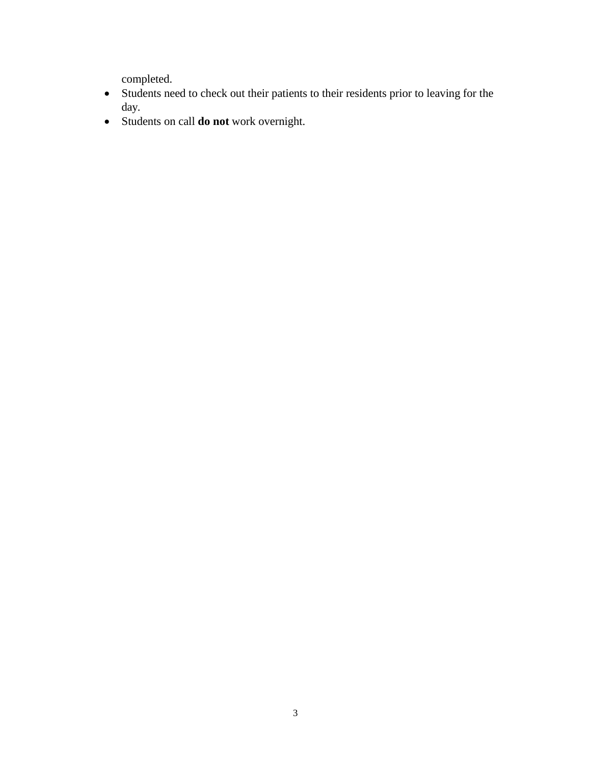completed.

- Students need to check out their patients to their residents prior to leaving for the day.
- Students on call **do not** work overnight.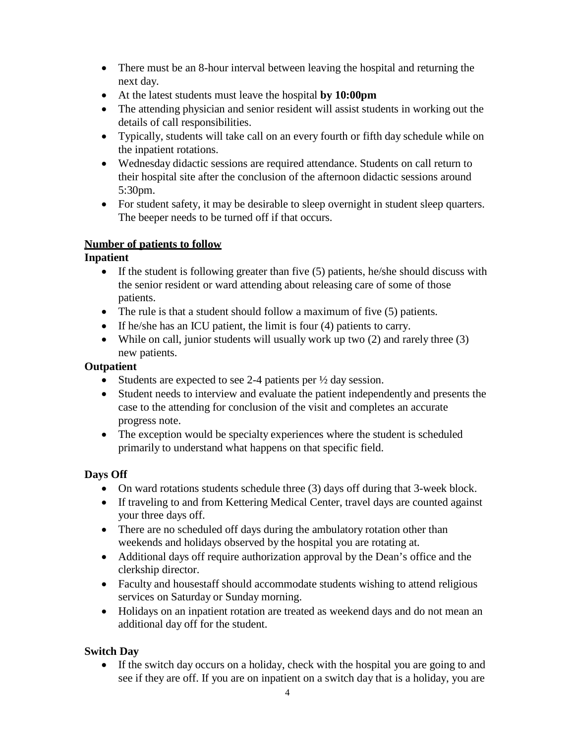- There must be an 8-hour interval between leaving the hospital and returning the next day.
- At the latest students must leave the hospital **by 10:00pm**
- The attending physician and senior resident will assist students in working out the details of call responsibilities.
- Typically, students will take call on an every fourth or fifth day schedule while on the inpatient rotations.
- Wednesday didactic sessions are required attendance. Students on call return to their hospital site after the conclusion of the afternoon didactic sessions around 5:30pm.
- For student safety, it may be desirable to sleep overnight in student sleep quarters. The beeper needs to be turned off if that occurs.

**Number of patients to follow**

**Inpatient**

- If the student is following greater than five (5) patients, he/she should discuss with the senior resident or ward attending about releasing care of some of those patients.
- The rule is that a student should follow a maximum of five (5) patients.
- If he/she has an ICU patient, the limit is four (4) patients to carry.
- While on call, junior students will usually work up two (2) and rarely three (3) new patients.

**Outpatient**

- Students are expected to see 2-4 patients per ½ day session.
- Student needs to interview and evaluate the patient independently and presents the case to the attending for conclusion of the visit and completes an accurate progress note.
- The exception would be specialty experiences where the student is scheduled primarily to understand what happens on that specific field.

**Days Off**

- On ward rotations students schedule three (3) days off during that 3-week block.
- If traveling to and from Kettering Medical Center, travel days are counted against your three days off.
- There are no scheduled off days during the ambulatory rotation other than weekends and holidays observed by the hospital you are rotating at.
- Additional days off require authorization approval by the Dean's office and the clerkship director.
- Faculty and housestaff should accommodate students wishing to attend religious services on Saturday or Sunday morning.
- Holidays on an inpatient rotation are treated as weekend days and do not mean an additional day off for the student.

**Switch Day**

- If the switch day occurs on a holiday, check with the hospital you are going to and see if they are off. If you are on inpatient on a switch day that is a holiday, you are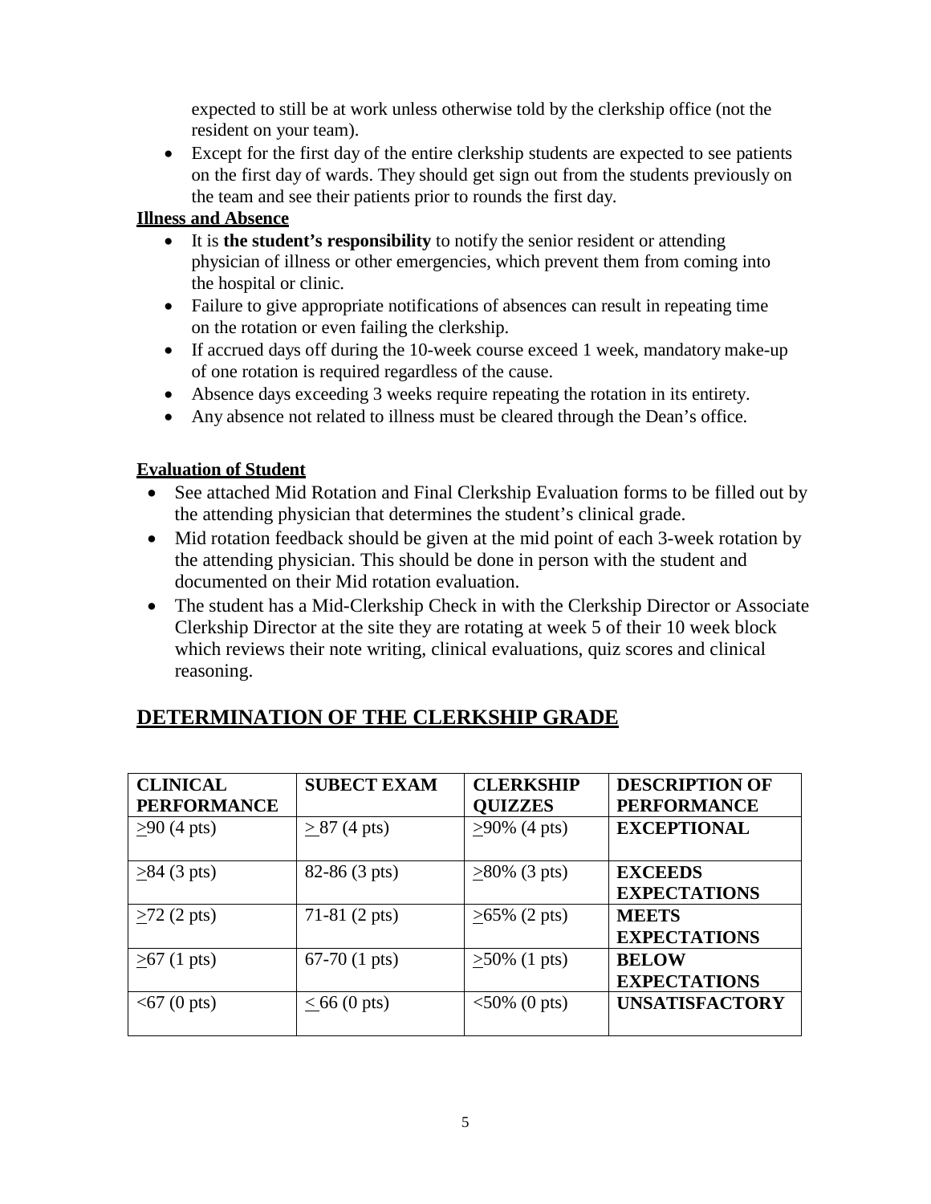expected to still be at work unless otherwise told by the clerkship office (not the resident on your team).

- Except for the first day of the entire clerkship students are expected to see patients on the first day of wards. They should get sign out from the students previously on the team and see their patients prior to rounds the first day.

**Illness and Absence**

- It is **the student's responsibility** to notify the senior resident or attending physician of illness or other emergencies, which prevent them from coming into the hospital or clinic.
- Failure to give appropriate notifications of absences can result in repeating time on the rotation or even failing the clerkship.
- If accrued days off during the 10-week course exceed 1 week, mandatory make-up of one rotation is required regardless of the cause.
- Absence days exceeding 3 weeks require repeating the rotation in its entirety.
- Any absence not related to illness must be cleared through the Dean's office.

**Evaluation of Student**

- See attached Mid Rotation and Final Clerkship Evaluation forms to be filled out by the attending physician that determines the student's clinical grade.
- Mid rotation feedback should be given at the mid point of each 3-week rotation by the attending physician. This should be done in person with the student and documented on their Mid rotation evaluation.
- The student has a Mid-Clerkship Check in with the Clerkship Director or Associate Clerkship Director at the site they are rotating at week 5 of their 10 week block which reviews their note writing, clinical evaluations, quiz scores and clinical reasoning.

## DETERMINATION OF THE CLERKSHIP GRADE

| CLINICAL PERFORMANCE | SUBECT EXAM | CLERKSHIP QUIZZES | DESCRIPTION OF PERFORMANCE |
|---|---|---|---|
| ≥90 (4 pts) | ≥ 87 (4 pts) | ≥90% (4 pts) | **EXCEPTIONAL** |
| ≥84 (3 pts) | 82-86 (3 pts) | ≥80% (3 pts) | **EXCEEDS EXPECTATIONS** |
| ≥72 (2 pts) | 71-81 (2 pts) | ≥65% (2 pts) | **MEETS EXPECTATIONS** |
| ≥67 (1 pts) | 67-70 (1 pts) | ≥50% (1 pts) | **BELOW EXPECTATIONS** |
| <67 (0 pts) | ≤ 66 (0 pts) | <50% (0 pts) | **UNSATISFACTORY** |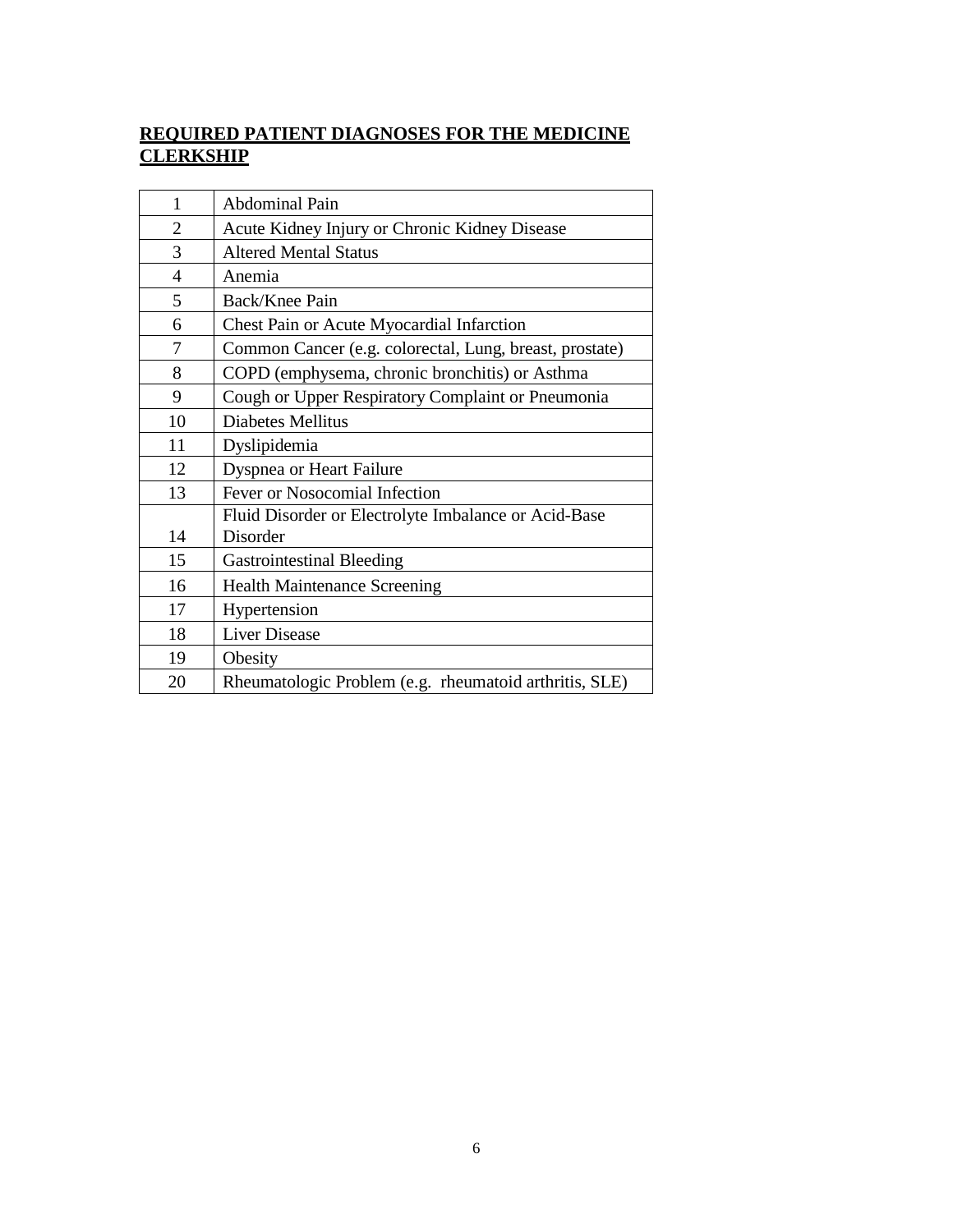**REQUIRED PATIENT DIAGNOSES FOR THE MEDICINE CLERKSHIP**

| | |
|---|---|
| 1 | Abdominal Pain |
| 2 | Acute Kidney Injury or Chronic Kidney Disease |
| 3 | Altered Mental Status |
| 4 | Anemia |
| 5 | Back/Knee Pain |
| 6 | Chest Pain or Acute Myocardial Infarction |
| 7 | Common Cancer (e.g. colorectal, Lung, breast, prostate) |
| 8 | COPD (emphysema, chronic bronchitis) or Asthma |
| 9 | Cough or Upper Respiratory Complaint or Pneumonia |
| 10 | Diabetes Mellitus |
| 11 | Dyslipidemia |
| 12 | Dyspnea or Heart Failure |
| 13 | Fever or Nosocomial Infection |
| 14 | Fluid Disorder or Electrolyte Imbalance or Acid-Base Disorder |
| 15 | Gastrointestinal Bleeding |
| 16 | Health Maintenance Screening |
| 17 | Hypertension |
| 18 | Liver Disease |
| 19 | Obesity |
| 20 | Rheumatologic Problem (e.g. rheumatoid arthritis, SLE) |